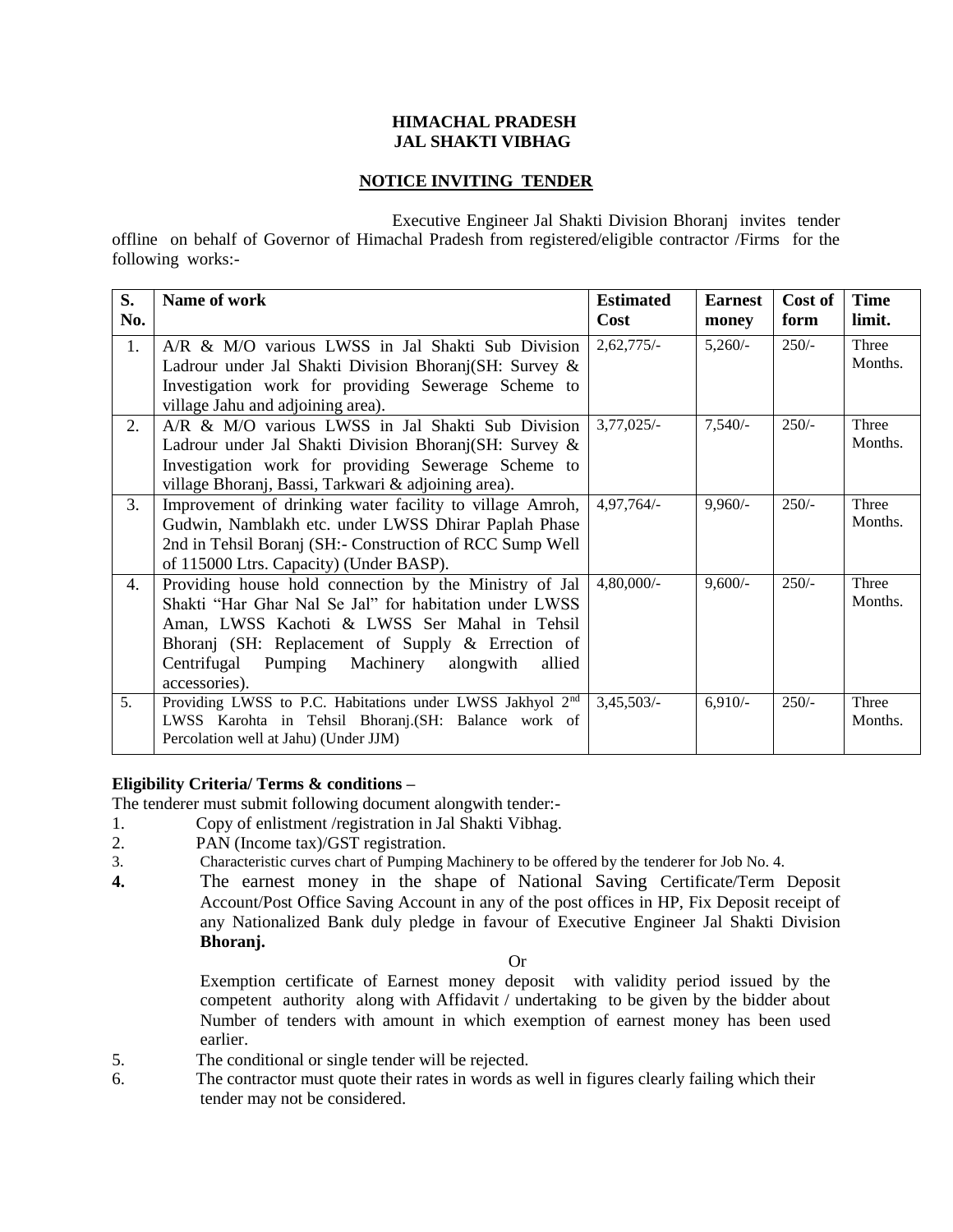# HIMACHAL PRADESH
# JAL SHAKTI VIBHAG

## NOTICE INVITING TENDER

Executive Engineer Jal Shakti Division Bhoranj invites tender offline on behalf of Governor of Himachal Pradesh from registered/eligible contractor /Firms for the following works:-

| S. No. | Name of work | Estimated Cost | Earnest money | Cost of form | Time limit. |
|---|---|---|---|---|---|
| 1. | A/R & M/O various LWSS in Jal Shakti Sub Division Ladrour under Jal Shakti Division Bhoranj(SH: Survey & Investigation work for providing Sewerage Scheme to village Jahu and adjoining area). | 2,62,775/- | 5,260/- | 250/- | Three Months. |
| 2. | A/R & M/O various LWSS in Jal Shakti Sub Division Ladrour under Jal Shakti Division Bhoranj(SH: Survey & Investigation work for providing Sewerage Scheme to village Bhoranj, Bassi, Tarkwari & adjoining area). | 3,77,025/- | 7,540/- | 250/- | Three Months. |
| 3. | Improvement of drinking water facility to village Amroh, Gudwin, Namblakh etc. under LWSS Dhirar Paplah Phase 2nd in Tehsil Boranj (SH:- Construction of RCC Sump Well of 115000 Ltrs. Capacity) (Under BASP). | 4,97,764/- | 9,960/- | 250/- | Three Months. |
| 4. | Providing house hold connection by the Ministry of Jal Shakti "Har Ghar Nal Se Jal" for habitation under LWSS Aman, LWSS Kachoti & LWSS Ser Mahal in Tehsil Bhoranj (SH: Replacement of Supply & Errection of Centrifugal Pumping Machinery alongwith allied accessories). | 4,80,000/- | 9,600/- | 250/- | Three Months. |
| 5. | Providing LWSS to P.C. Habitations under LWSS Jakhyol 2nd LWSS Karohta in Tehsil Bhoranj.(SH: Balance work of Percolation well at Jahu) (Under JJM) | 3,45,503/- | 6,910/- | 250/- | Three Months. |

**Eligibility Criteria/ Terms & conditions –**

The tenderer must submit following document alongwith tender:-

1. Copy of enlistment /registration in Jal Shakti Vibhag.
2. PAN (Income tax)/GST registration.
3. Characteristic curves chart of Pumping Machinery to be offered by the tenderer for Job No. 4.
4. The earnest money in the shape of National Saving Certificate/Term Deposit Account/Post Office Saving Account in any of the post offices in HP, Fix Deposit receipt of any Nationalized Bank duly pledge in favour of Executive Engineer Jal Shakti Division **Bhoranj.**

   Or

   Exemption certificate of Earnest money deposit with validity period issued by the competent authority along with Affidavit / undertaking to be given by the bidder about Number of tenders with amount in which exemption of earnest money has been used earlier.
5. The conditional or single tender will be rejected.
6. The contractor must quote their rates in words as well in figures clearly failing which their tender may not be considered.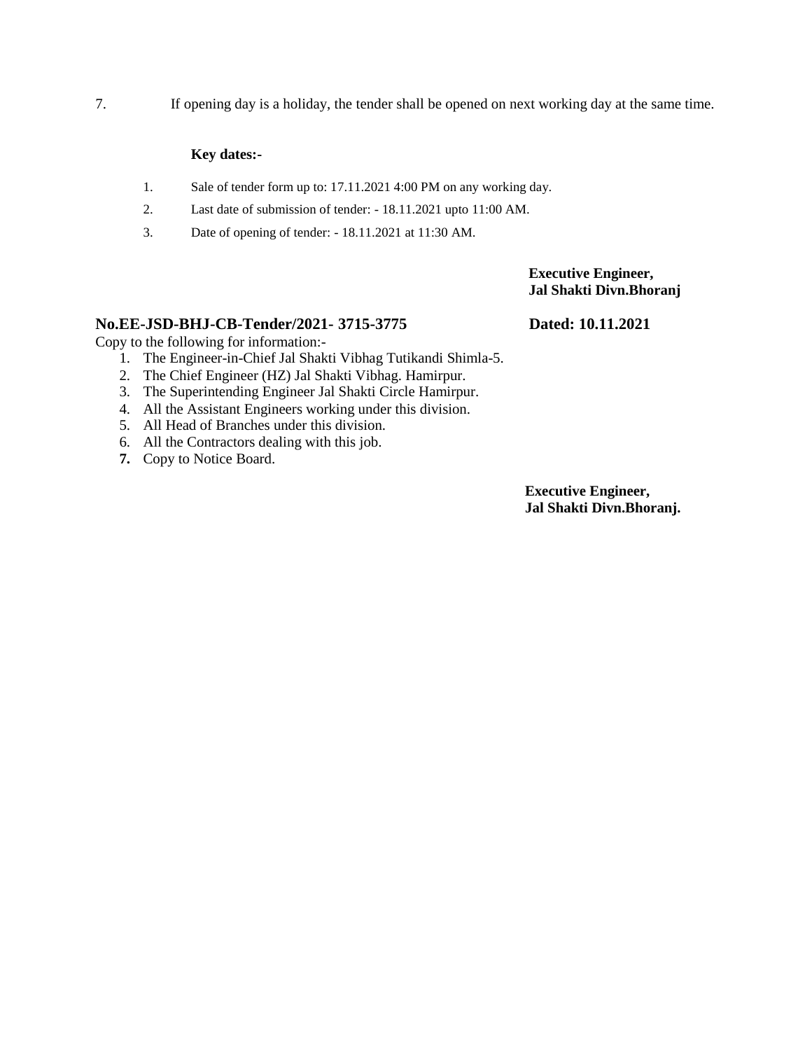7. If opening day is a holiday, the tender shall be opened on next working day at the same time.

**Key dates:-**

1. Sale of tender form up to: 17.11.2021 4:00 PM on any working day.
2. Last date of submission of tender: - 18.11.2021 upto 11:00 AM.
3. Date of opening of tender: - 18.11.2021 at 11:30 AM.

**Executive Engineer,**
**Jal Shakti Divn.Bhoranj**

**No.EE-JSD-BHJ-CB-Tender/2021- 3715-3775** **Dated: 10.11.2021**

Copy to the following for information:-

1. The Engineer-in-Chief Jal Shakti Vibhag Tutikandi Shimla-5.
2. The Chief Engineer (HZ) Jal Shakti Vibhag. Hamirpur.
3. The Superintending Engineer Jal Shakti Circle Hamirpur.
4. All the Assistant Engineers working under this division.
5. All Head of Branches under this division.
6. All the Contractors dealing with this job.
7. Copy to Notice Board.

**Executive Engineer,**
**Jal Shakti Divn.Bhoranj.**